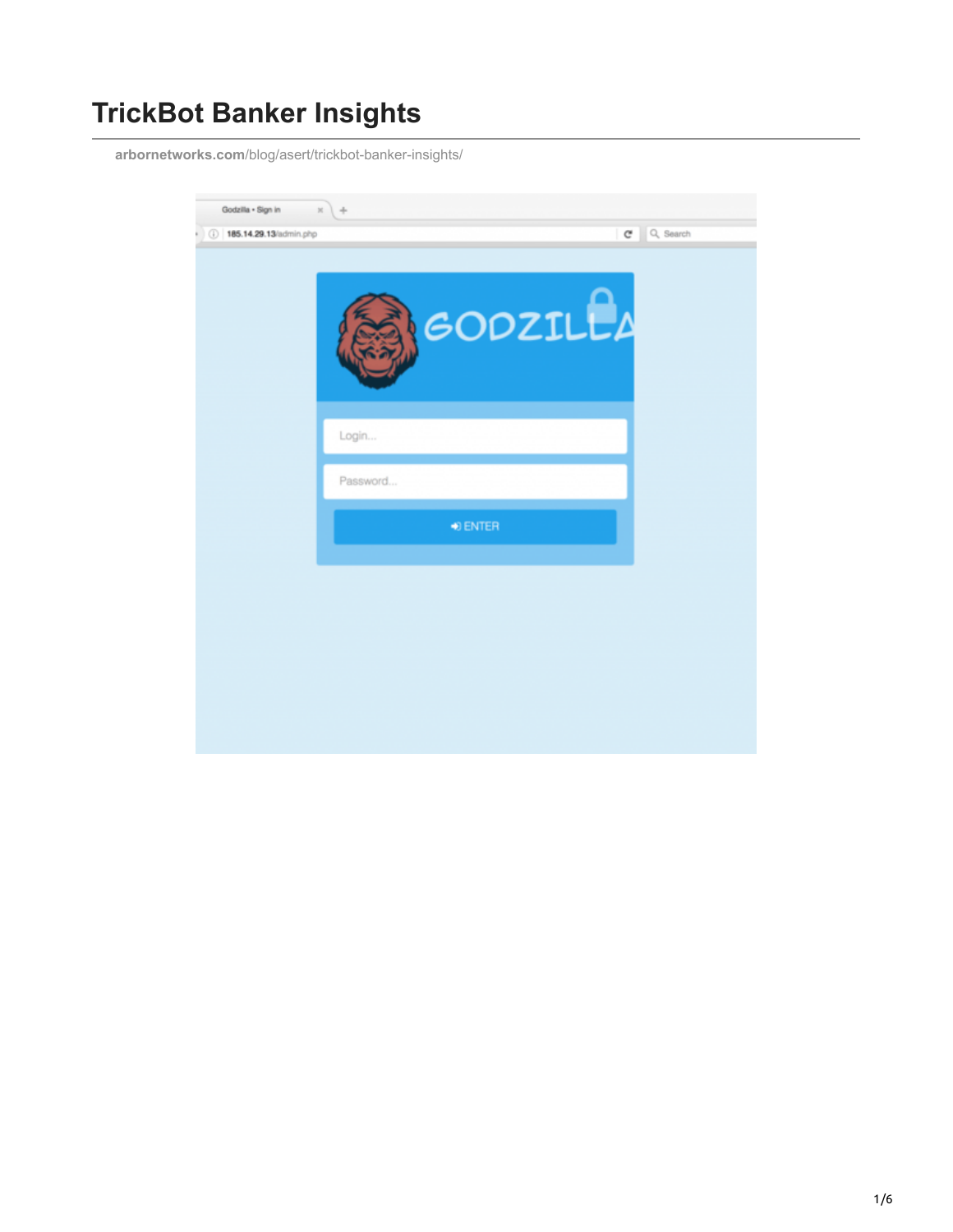# TrickBot Banker Insights

arbornetworks.com/blog/asert/trickbot-banker-insights/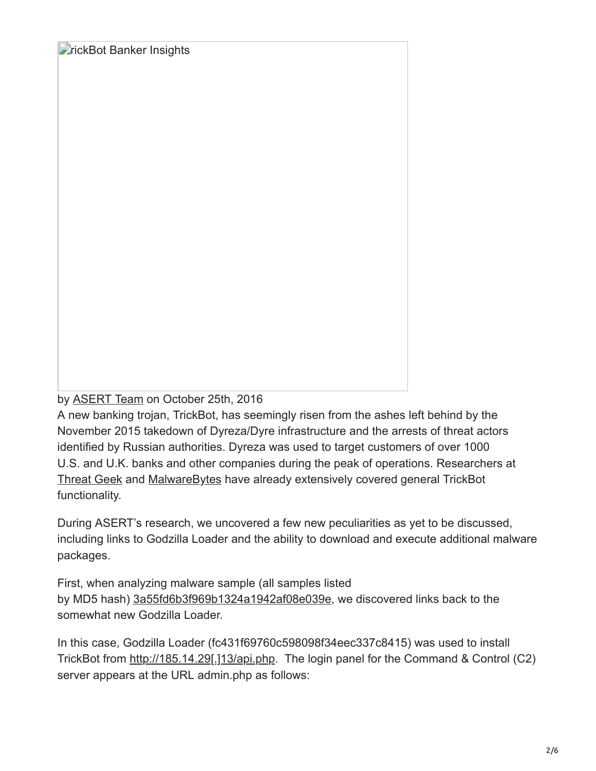TrickBot Banker Insights

by ASERT Team on October 25th, 2016

A new banking trojan, TrickBot, has seemingly risen from the ashes left behind by the November 2015 takedown of Dyreza/Dyre infrastructure and the arrests of threat actors identified by Russian authorities. Dyreza was used to target customers of over 1000 U.S. and U.K. banks and other companies during the peak of operations. Researchers at Threat Geek and MalwareBytes have already extensively covered general TrickBot functionality.

During ASERT's research, we uncovered a few new peculiarities as yet to be discussed, including links to Godzilla Loader and the ability to download and execute additional malware packages.

First, when analyzing malware sample (all samples listed by MD5 hash) 3a55fd6b3f969b1324a1942af08e039e, we discovered links back to the somewhat new Godzilla Loader.

In this case, Godzilla Loader (fc431f69760c598098f34eec337c8415) was used to install TrickBot from http://185.14.29[.]13/api.php. The login panel for the Command & Control (C2) server appears at the URL admin.php as follows: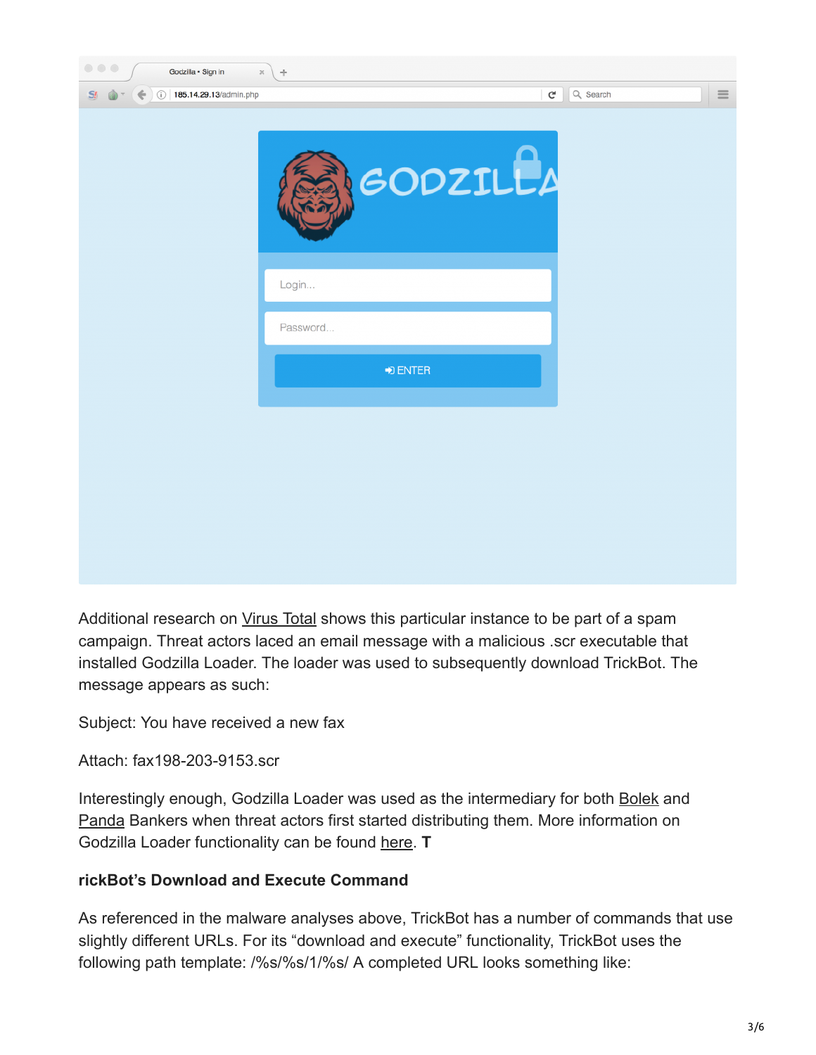Additional research on Virus Total shows this particular instance to be part of a spam campaign. Threat actors laced an email message with a malicious .scr executable that installed Godzilla Loader. The loader was used to subsequently download TrickBot. The message appears as such:

Subject: You have received a new fax

Attach: fax198-203-9153.scr

Interestingly enough, Godzilla Loader was used as the intermediary for both Bolek and Panda Bankers when threat actors first started distributing them. More information on Godzilla Loader functionality can be found here. **T**

**rickBot's Download and Execute Command**

As referenced in the malware analyses above, TrickBot has a number of commands that use slightly different URLs. For its "download and execute" functionality, TrickBot uses the following path template: /%s/%s/1/%s/ A completed URL looks something like: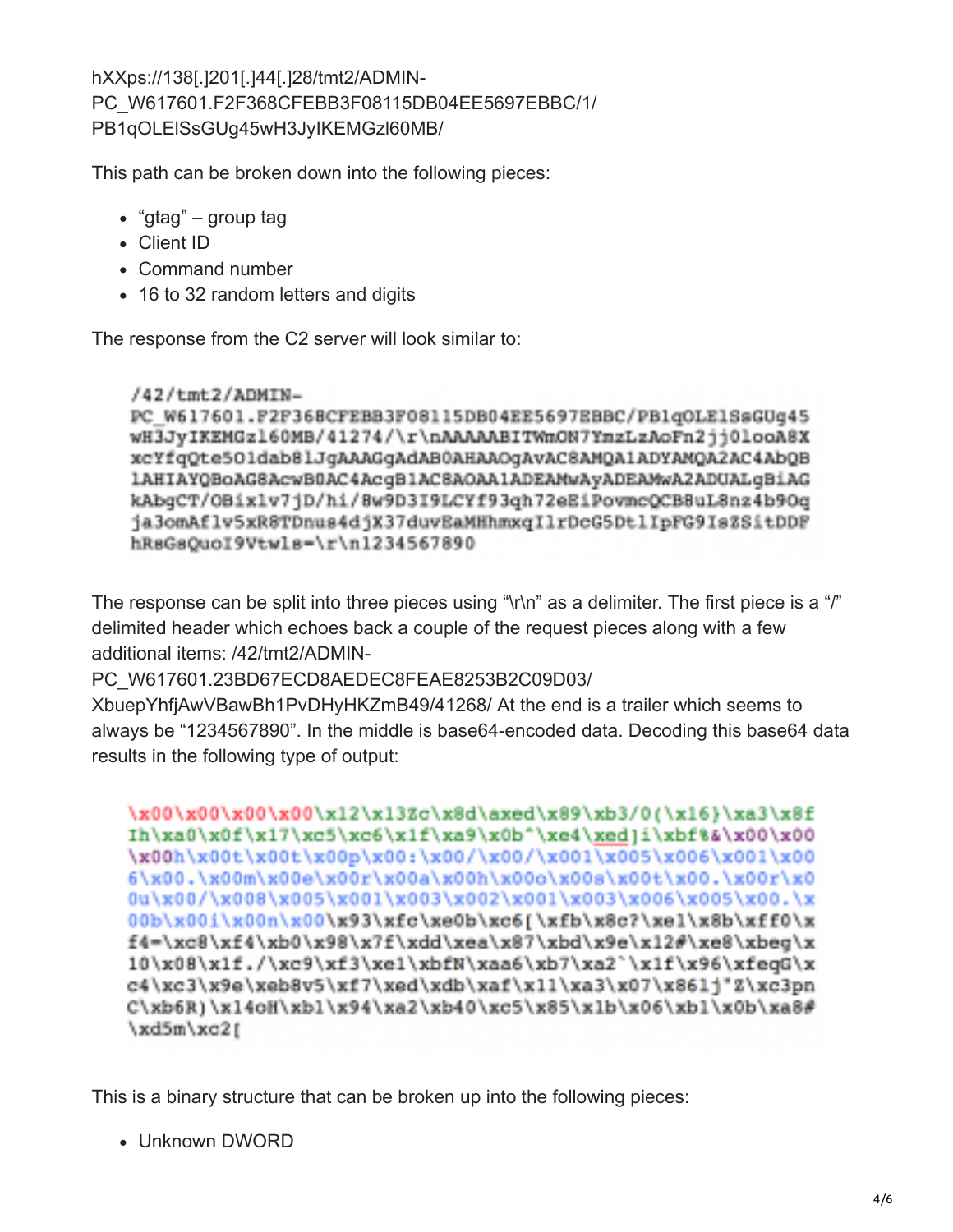hXXps://138[.]201[.]44[.]28/tmt2/ADMIN-PC_W617601.F2F368CFEBB3F08115DB04EE5697EBBC/1/PB1qOLElSsGUg45wH3JyIKEMGzl60MB/

This path can be broken down into the following pieces:

- "gtag" – group tag
- Client ID
- Command number
- 16 to 32 random letters and digits

The response from the C2 server will look similar to:

```
/42/tmt2/ADMIN-
PC_W617601.F2F368CFEBB3F08115DB04EE5697EBBC/PB1qOLElSsGUg45
wH3JyIKEMGzl60MB/41274/\r\nAAAAABITWmON7YmzLzAoFn2jj0looA8X
xcYfqQte50ldab8lJgAAAGgAdAB0AHAAOgAvAC8AMQA1ADYAMQA2AC4AbQB
lAHIAYQBoAG8AcwB0AC4AcgB1AC8AOAA1ADEAMwAyADEAMwA2ADUALgBiAG
kAbgCT/OBixlv7jD/hi/8w9D3I9LCYf93qh72eEiPovmcQCB8uL8nz4b9Oq
ja3omAflv5xR8TDnus4djX37duvEaMHhmxqIlrDcG5DtlIpFG9IsZSitDDF
hRsGsQuoI9Vtwls=\r\n1234567890
```

The response can be split into three pieces using "\r\n" as a delimiter. The first piece is a "/" delimited header which echoes back a couple of the request pieces along with a few additional items: /42/tmt2/ADMIN-PC_W617601.23BD67ECD8AEDEC8FEAE8253B2C09D03/XbuepYhfjAwVBawBh1PvDHyHKZmB49/41268/ At the end is a trailer which seems to always be "1234567890". In the middle is base64-encoded data. Decoding this base64 data results in the following type of output:

```
\x00\x00\x00\x00\x12\x13Zc\x8d\xed\x89\xb3/0(\x16}\xa3\x8f
Ih\xa0\x0f\x17\xc5\xc6\x1f\xa9\x0b^\xe4\xed]i\xbf%&\x00\x00
\x00h\x00t\x00t\x00p\x00:\x00/\x00/\x001\x005\x006\x001\x00
6\x00.\x00m\x00e\x00r\x00a\x00h\x00o\x00s\x00t\x00.\x00r\x0
0u\x00/\x008\x005\x001\x003\x002\x001\x003\x006\x005\x00.\x
00b\x00i\x00n\x00\x93\xfc\xe0b\xc6[\xfb\x8c?\xe1\x8b\xff0\x
f4=\xc8\xf4\xb0\x98\x7f\xdd\xea\x87\xbd\x9e\x12#\xe8\xbeg\x
10\x08\x1f./\xc9\xf3\xe1\xbfN\xaa6\xb7\xa2`\x1f\x96\xfeqG\x
c4\xc3\x9e\xeb8v5\xf7\xed\xdb\xaf\x11\xa3\x07\x86lj"Z\xc3pn
C\xb6R)\x14oH\xb1\x94\xa2\xb40\xc5\x85\x1b\x06\xb1\x0b\xa8#
\xd5m\xc2[
```

This is a binary structure that can be broken up into the following pieces:

- Unknown DWORD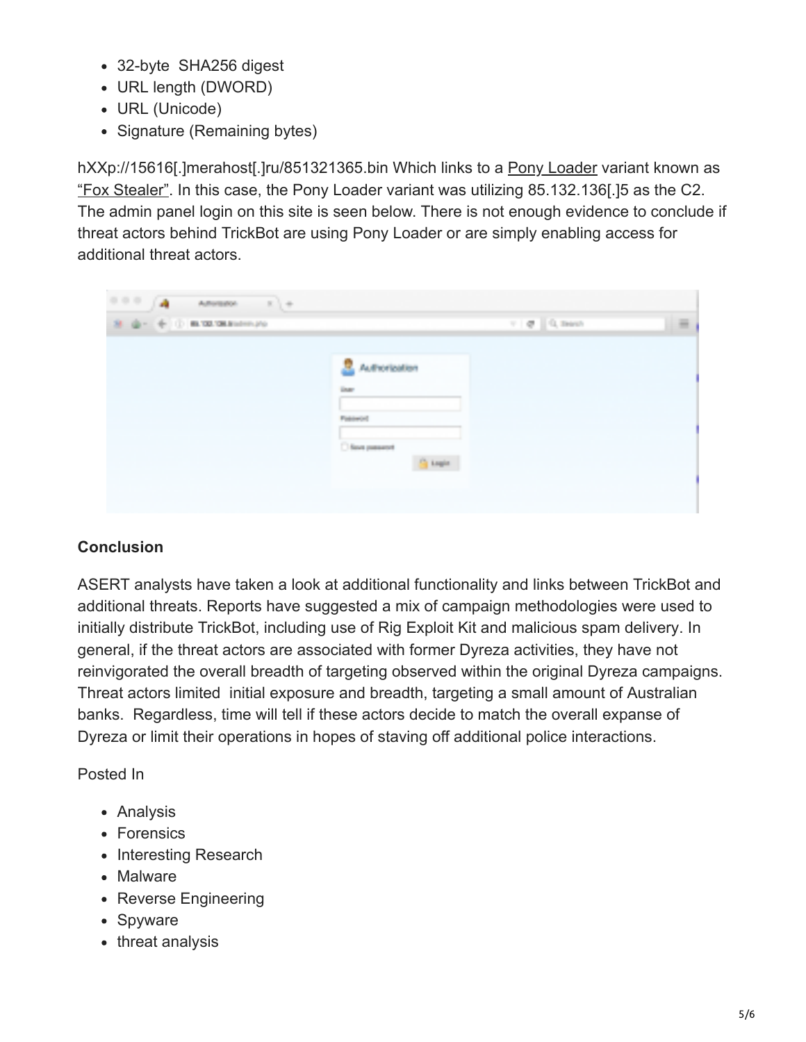- 32-byte  SHA256 digest
- URL length (DWORD)
- URL (Unicode)
- Signature (Remaining bytes)

hXXp://15616[.]merahost[.]ru/851321365.bin Which links to a Pony Loader variant known as "Fox Stealer". In this case, the Pony Loader variant was utilizing 85.132.136[.]5 as the C2. The admin panel login on this site is seen below. There is not enough evidence to conclude if threat actors behind TrickBot are using Pony Loader or are simply enabling access for additional threat actors.

**Conclusion**

ASERT analysts have taken a look at additional functionality and links between TrickBot and additional threats. Reports have suggested a mix of campaign methodologies were used to initially distribute TrickBot, including use of Rig Exploit Kit and malicious spam delivery. In general, if the threat actors are associated with former Dyreza activities, they have not reinvigorated the overall breadth of targeting observed within the original Dyreza campaigns. Threat actors limited  initial exposure and breadth, targeting a small amount of Australian banks.  Regardless, time will tell if these actors decide to match the overall expanse of Dyreza or limit their operations in hopes of staving off additional police interactions.

Posted In

- Analysis
- Forensics
- Interesting Research
- Malware
- Reverse Engineering
- Spyware
- threat analysis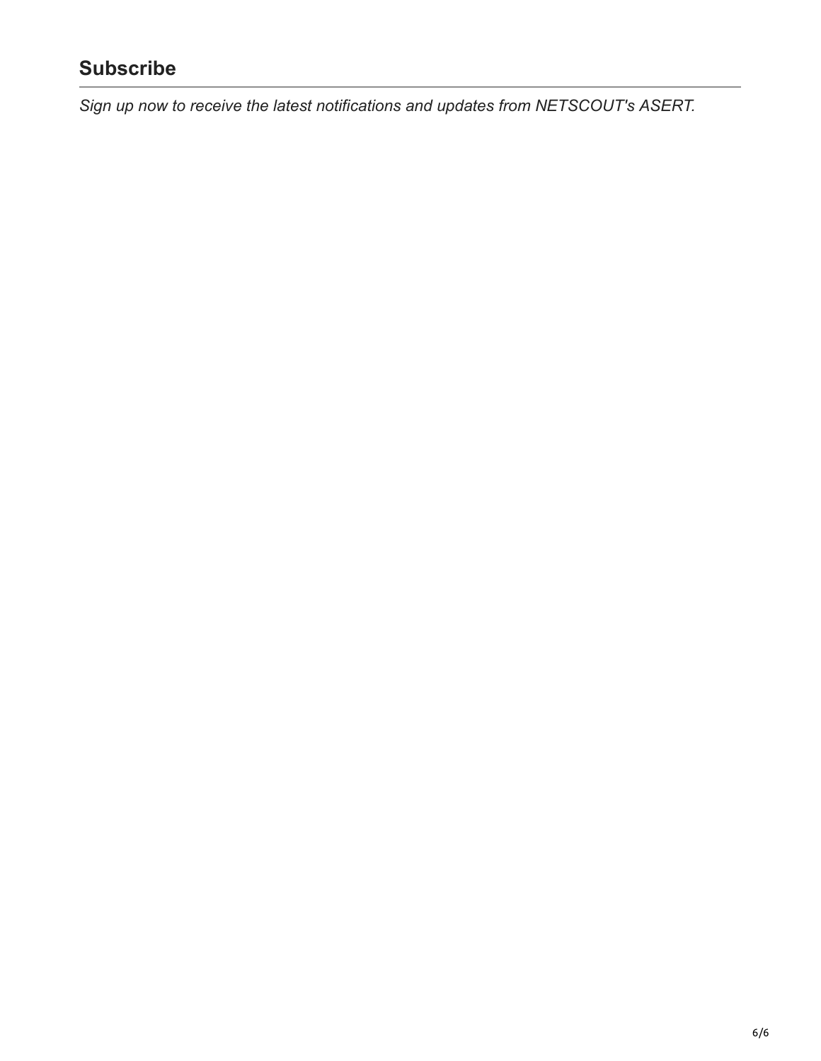## Subscribe

*Sign up now to receive the latest notifications and updates from NETSCOUT's ASERT.*